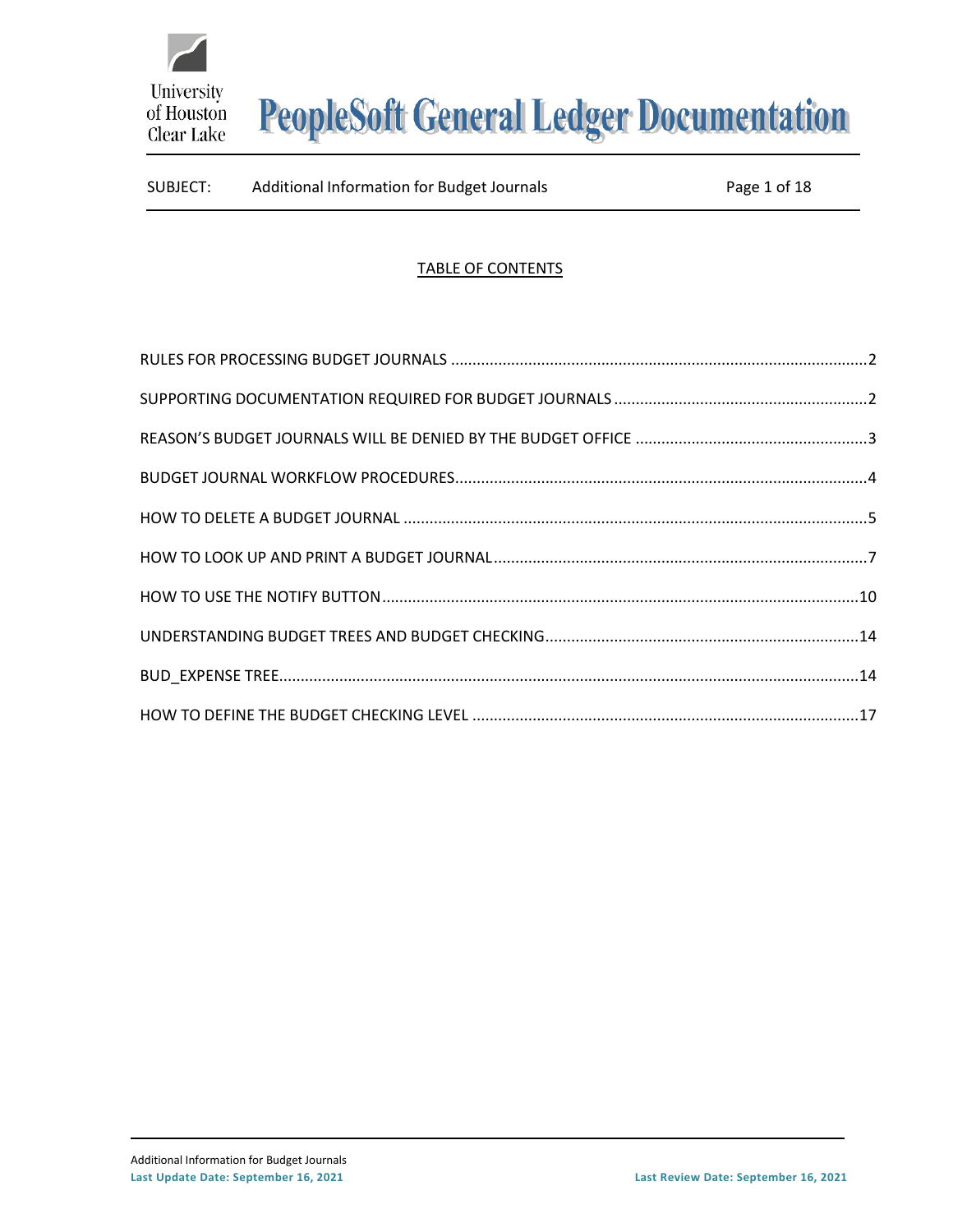# PeopleSoft General Ledger Documentation

SUBJECT: Additional Information for Budget Journals

## TABLE OF CONTENTS

RULES FOR PROCESSING BUDGET JOURNALS ........ 2

SUPPORTING DOCUMENTATION REQUIRED FOR BUDGET JOURNALS ........ 2

REASON'S BUDGET JOURNALS WILL BE DENIED BY THE BUDGET OFFICE ........ 3

BUDGET JOURNAL WORKFLOW PROCEDURES ........ 4

HOW TO DELETE A BUDGET JOURNAL ........ 5

HOW TO LOOK UP AND PRINT A BUDGET JOURNAL ........ 7

HOW TO USE THE NOTIFY BUTTON ........ 10

UNDERSTANDING BUDGET TREES AND BUDGET CHECKING ........ 14

BUD_EXPENSE TREE ........ 14

HOW TO DEFINE THE BUDGET CHECKING LEVEL ........ 17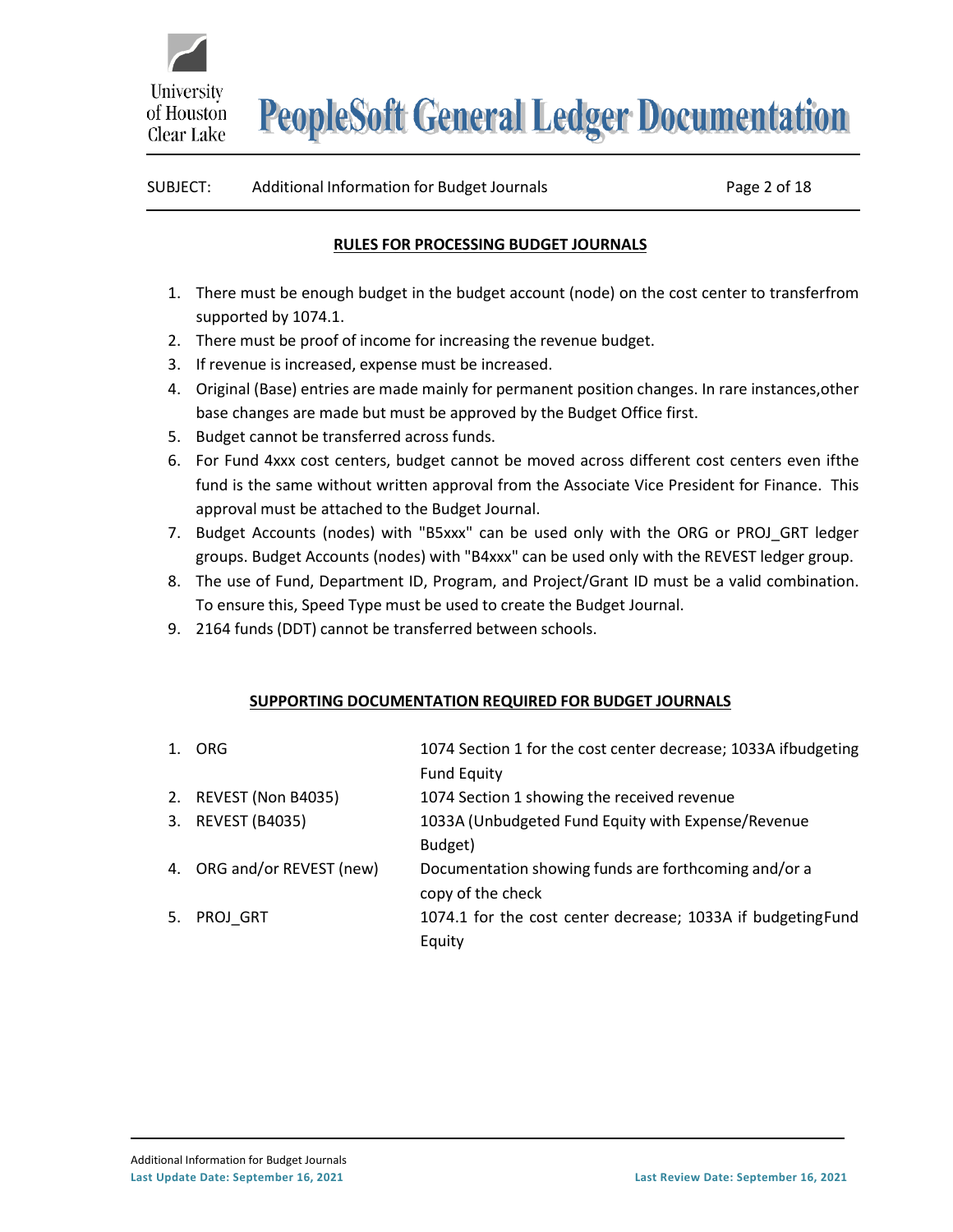## RULES FOR PROCESSING BUDGET JOURNALS

1. There must be enough budget in the budget account (node) on the cost center to transferfrom supported by 1074.1.
2. There must be proof of income for increasing the revenue budget.
3. If revenue is increased, expense must be increased.
4. Original (Base) entries are made mainly for permanent position changes. In rare instances,other base changes are made but must be approved by the Budget Office first.
5. Budget cannot be transferred across funds.
6. For Fund 4xxx cost centers, budget cannot be moved across different cost centers even ifthe fund is the same without written approval from the Associate Vice President for Finance. This approval must be attached to the Budget Journal.
7. Budget Accounts (nodes) with "B5xxx" can be used only with the ORG or PROJ_GRT ledger groups. Budget Accounts (nodes) with "B4xxx" can be used only with the REVEST ledger group.
8. The use of Fund, Department ID, Program, and Project/Grant ID must be a valid combination. To ensure this, Speed Type must be used to create the Budget Journal.
9. 2164 funds (DDT) cannot be transferred between schools.

## SUPPORTING DOCUMENTATION REQUIRED FOR BUDGET JOURNALS

| | Ledger Group | Required Documentation |
|---|---|---|
| 1. | ORG | 1074 Section 1 for the cost center decrease; 1033A ifbudgeting Fund Equity |
| 2. | REVEST (Non B4035) | 1074 Section 1 showing the received revenue |
| 3. | REVEST (B4035) | 1033A (Unbudgeted Fund Equity with Expense/Revenue Budget) |
| 4. | ORG and/or REVEST (new) | Documentation showing funds are forthcoming and/or a copy of the check |
| 5. | PROJ_GRT | 1074.1 for the cost center decrease; 1033A if budgetingFund Equity |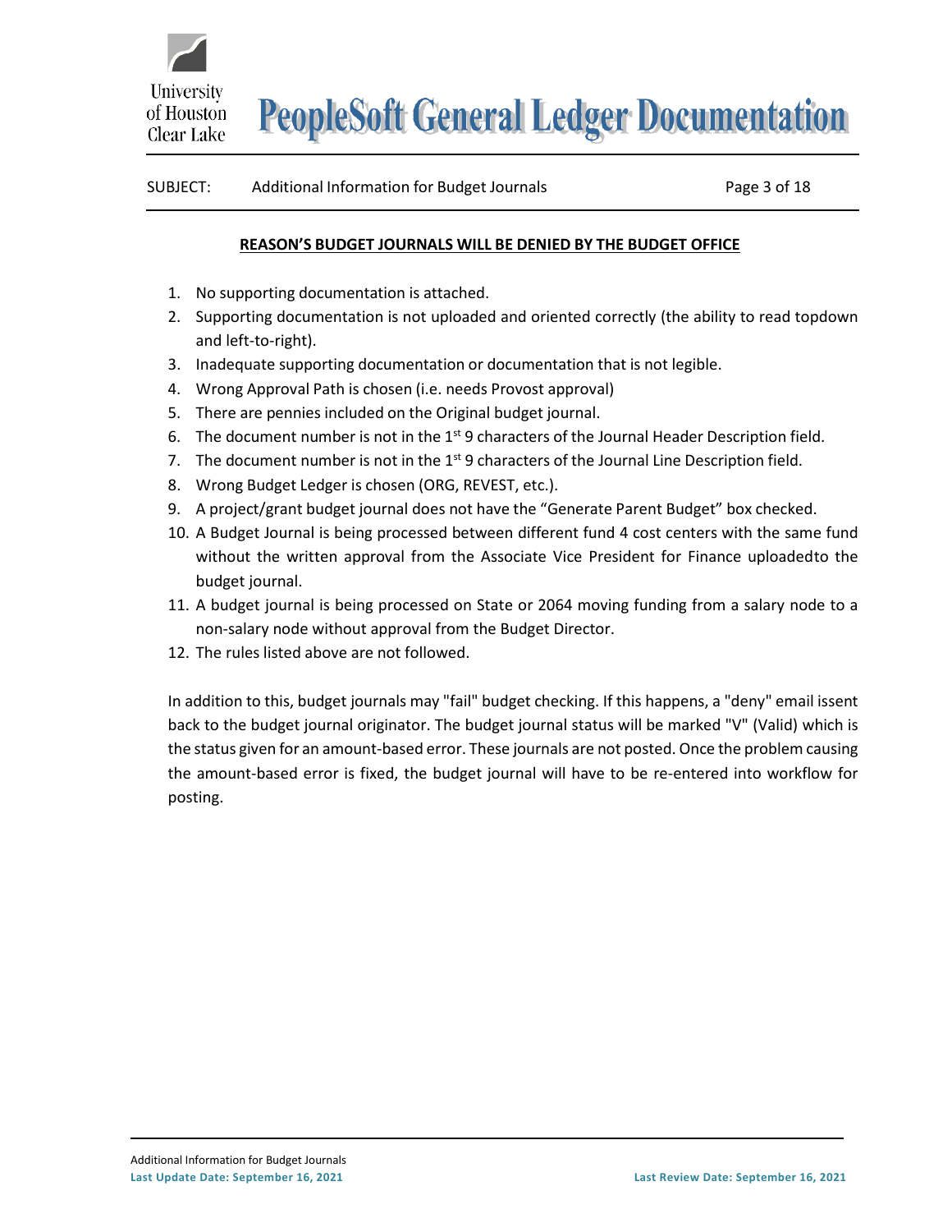**REASON'S BUDGET JOURNALS WILL BE DENIED BY THE BUDGET OFFICE**

1. No supporting documentation is attached.
2. Supporting documentation is not uploaded and oriented correctly (the ability to read topdown and left-to-right).
3. Inadequate supporting documentation or documentation that is not legible.
4. Wrong Approval Path is chosen (i.e. needs Provost approval)
5. There are pennies included on the Original budget journal.
6. The document number is not in the 1st 9 characters of the Journal Header Description field.
7. The document number is not in the 1st 9 characters of the Journal Line Description field.
8. Wrong Budget Ledger is chosen (ORG, REVEST, etc.).
9. A project/grant budget journal does not have the "Generate Parent Budget" box checked.
10. A Budget Journal is being processed between different fund 4 cost centers with the same fund without the written approval from the Associate Vice President for Finance uploadedto the budget journal.
11. A budget journal is being processed on State or 2064 moving funding from a salary node to a non-salary node without approval from the Budget Director.
12. The rules listed above are not followed.

In addition to this, budget journals may "fail" budget checking. If this happens, a "deny" email issent back to the budget journal originator. The budget journal status will be marked "V" (Valid) which is the status given for an amount-based error. These journals are not posted. Once the problem causing the amount-based error is fixed, the budget journal will have to be re-entered into workflow for posting.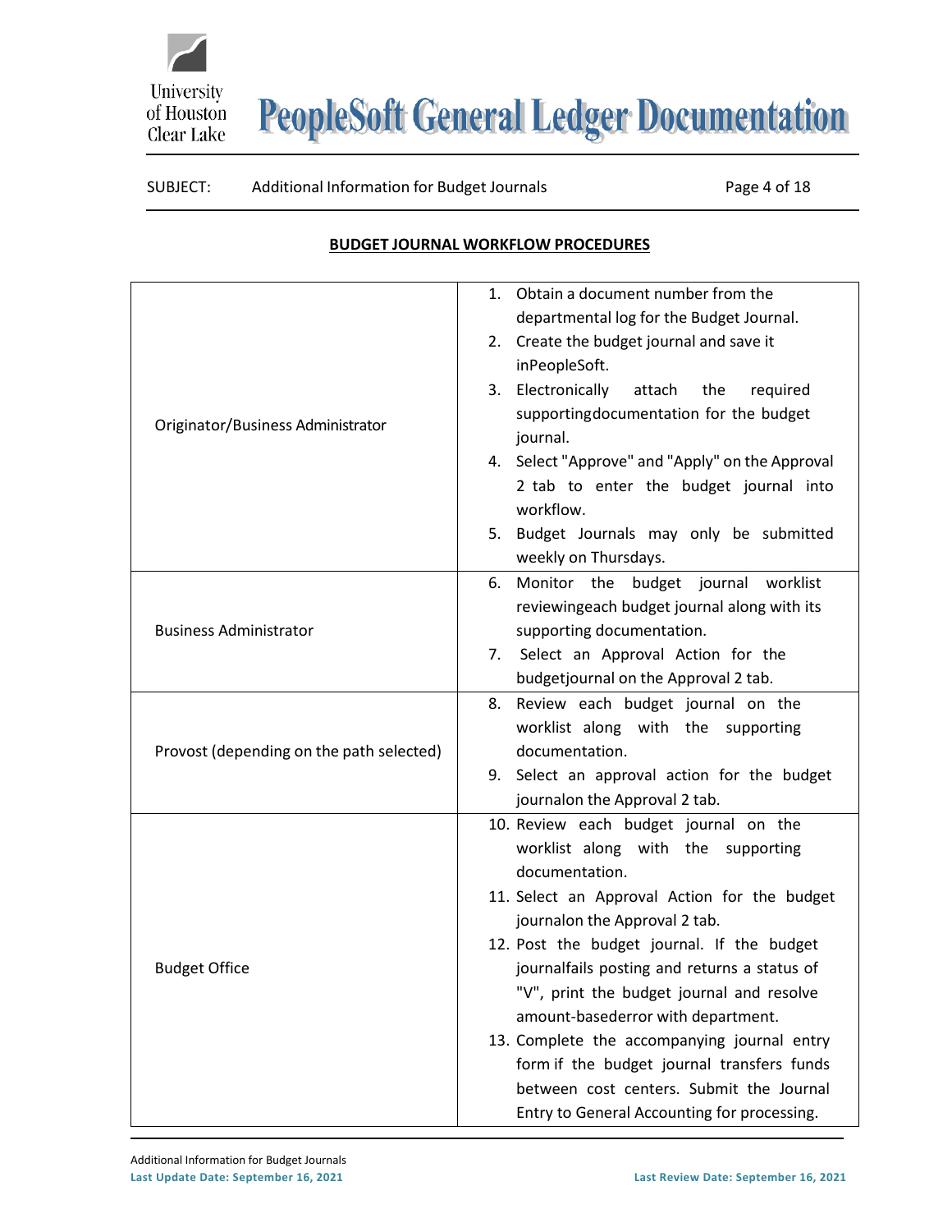## BUDGET JOURNAL WORKFLOW PROCEDURES

| Role | Procedure |
|---|---|
| Originator/Business Administrator | 1. Obtain a document number from the departmental log for the Budget Journal.<br>2. Create the budget journal and save it inPeopleSoft.<br>3. Electronically attach the required supportingdocumentation for the budget journal.<br>4. Select "Approve" and "Apply" on the Approval 2 tab to enter the budget journal into workflow.<br>5. Budget Journals may only be submitted weekly on Thursdays. |
| Business Administrator | 6. Monitor the budget journal worklist reviewingeach budget journal along with its supporting documentation.<br>7. Select an Approval Action for the budgetjournal on the Approval 2 tab. |
| Provost (depending on the path selected) | 8. Review each budget journal on the worklist along with the supporting documentation.<br>9. Select an approval action for the budget journalon the Approval 2 tab. |
| Budget Office | 10. Review each budget journal on the worklist along with the supporting documentation.<br>11. Select an Approval Action for the budget journalon the Approval 2 tab.<br>12. Post the budget journal. If the budget journalfails posting and returns a status of "V", print the budget journal and resolve amount-basederror with department.<br>13. Complete the accompanying journal entry form if the budget journal transfers funds between cost centers. Submit the Journal Entry to General Accounting for processing. |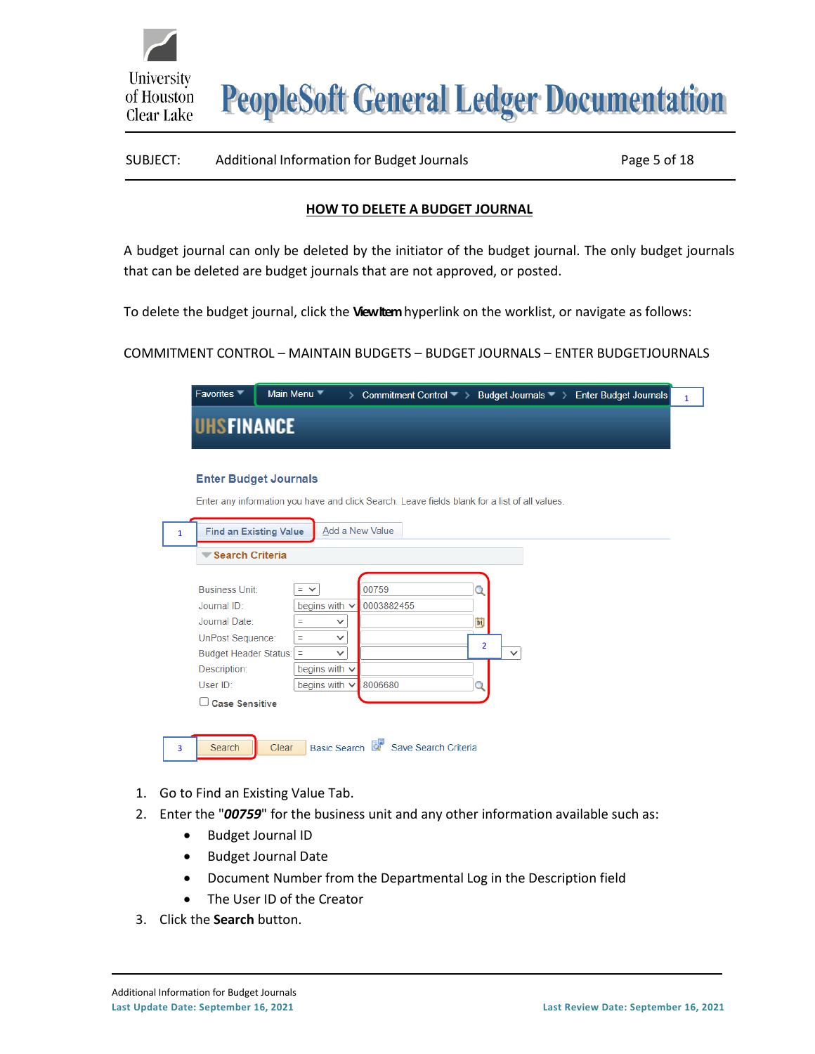## HOW TO DELETE A BUDGET JOURNAL

A budget journal can only be deleted by the initiator of the budget journal. The only budget journals that can be deleted are budget journals that are not approved, or posted.

To delete the budget journal, click the **View Item** hyperlink on the worklist, or navigate as follows:

COMMITMENT CONTROL – MAINTAIN BUDGETS – BUDGET JOURNALS – ENTER BUDGETJOURNALS

1. Go to Find an Existing Value Tab.
2. Enter the "***00759***" for the business unit and any other information available such as:
   - Budget Journal ID
   - Budget Journal Date
   - Document Number from the Departmental Log in the Description field
   - The User ID of the Creator
3. Click the **Search** button.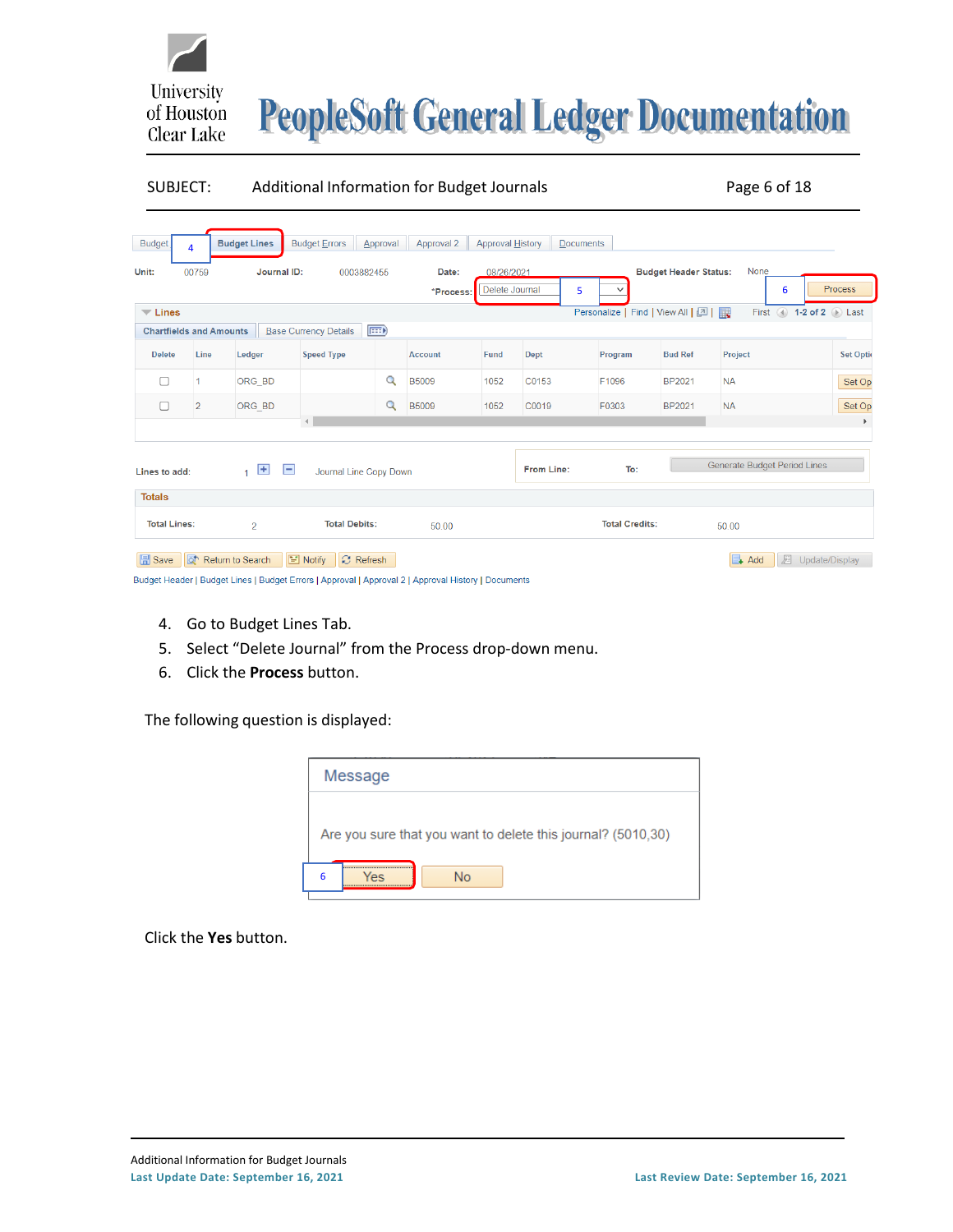4. Go to Budget Lines Tab.
5. Select "Delete Journal" from the Process drop-down menu.
6. Click the **Process** button.

The following question is displayed:

Click the **Yes** button.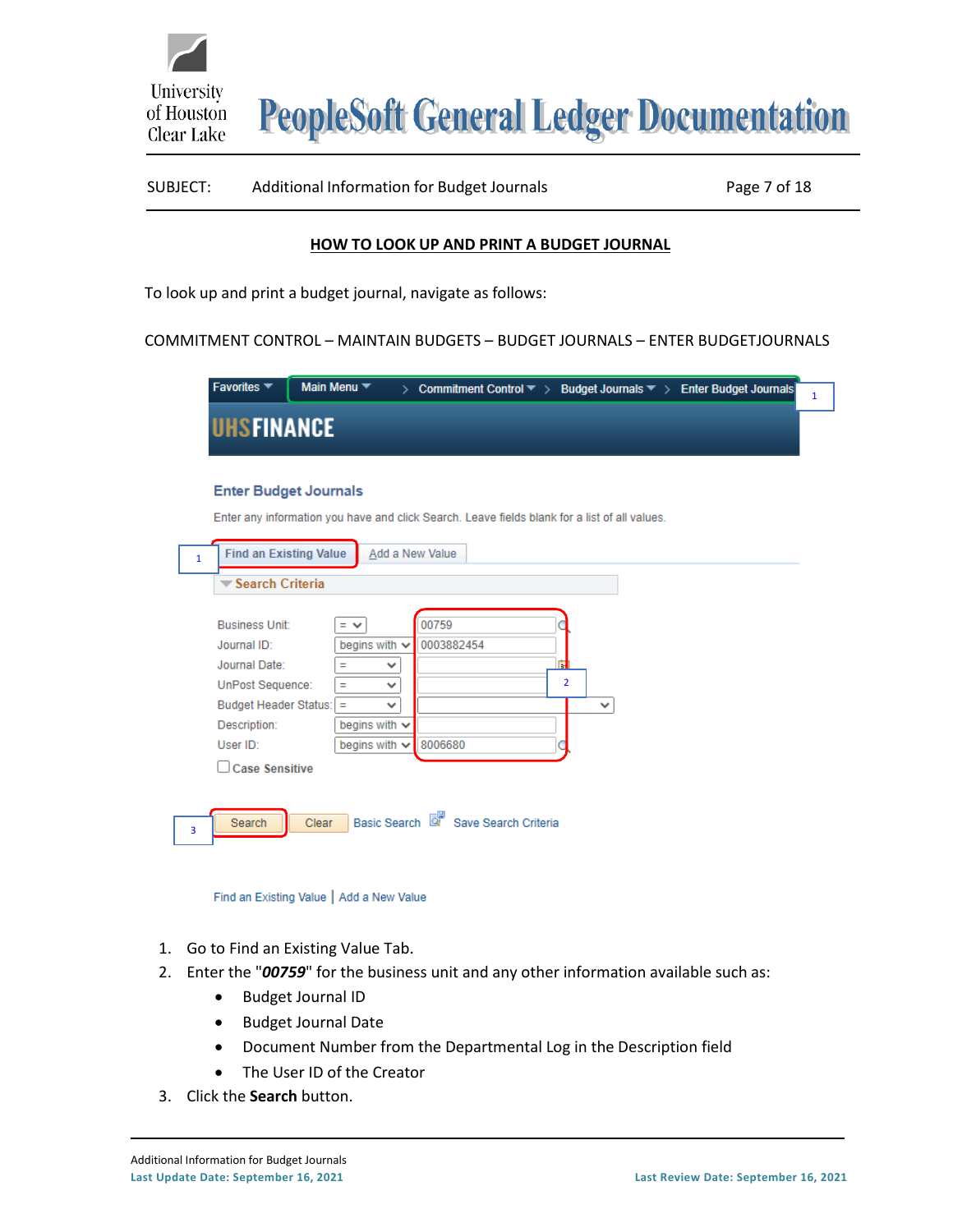## HOW TO LOOK UP AND PRINT A BUDGET JOURNAL

To look up and print a budget journal, navigate as follows:

COMMITMENT CONTROL – MAINTAIN BUDGETS – BUDGET JOURNALS – ENTER BUDGETJOURNALS

1. Go to Find an Existing Value Tab.
2. Enter the "***00759***" for the business unit and any other information available such as:
   - Budget Journal ID
   - Budget Journal Date
   - Document Number from the Departmental Log in the Description field
   - The User ID of the Creator
3. Click the **Search** button.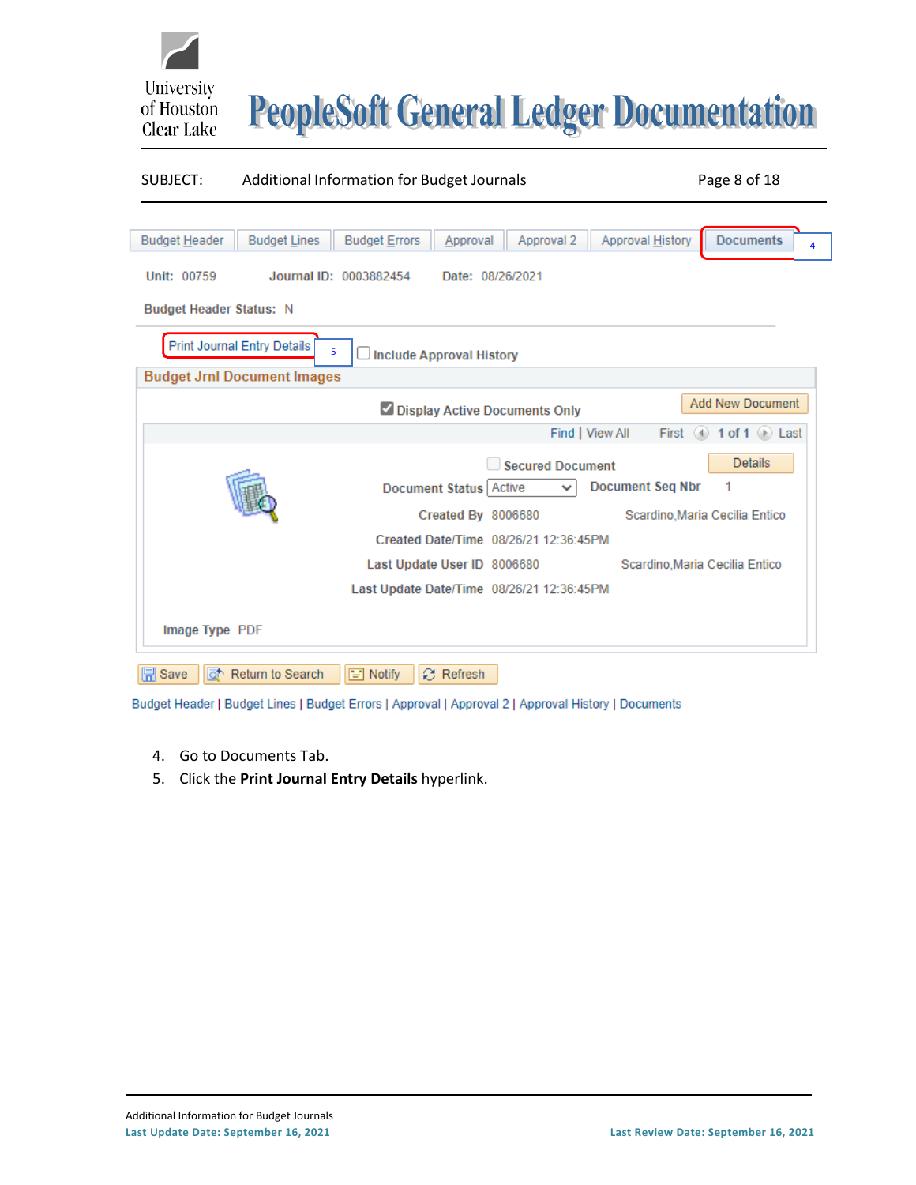SUBJECT: Additional Information for Budget Journals

Budget Header | Budget Lines | Budget Errors | Approval | Approval 2 | Approval History | **Documents** (4)

Unit: 00759 Journal ID: 0003882454 Date: 08/26/2021

Budget Header Status: N

Print Journal Entry Details (5) ☐ Include Approval History

**Budget Jrnl Document Images**

☑ Display Active Documents Only [Add New Document]

Find | View All First 1 of 1 Last

☐ Secured Document [Details]

Document Status: Active Document Seq Nbr: 1

Created By: 8006680 Scardino,Maria Cecilia Entico

Created Date/Time: 08/26/21 12:36:45PM

Last Update User ID: 8006680 Scardino,Maria Cecilia Entico

Last Update Date/Time: 08/26/21 12:36:45PM

Image Type: PDF

[Save] [Return to Search] [Notify] [Refresh]

Budget Header | Budget Lines | Budget Errors | Approval | Approval 2 | Approval History | Documents

4. Go to Documents Tab.
5. Click the **Print Journal Entry Details** hyperlink.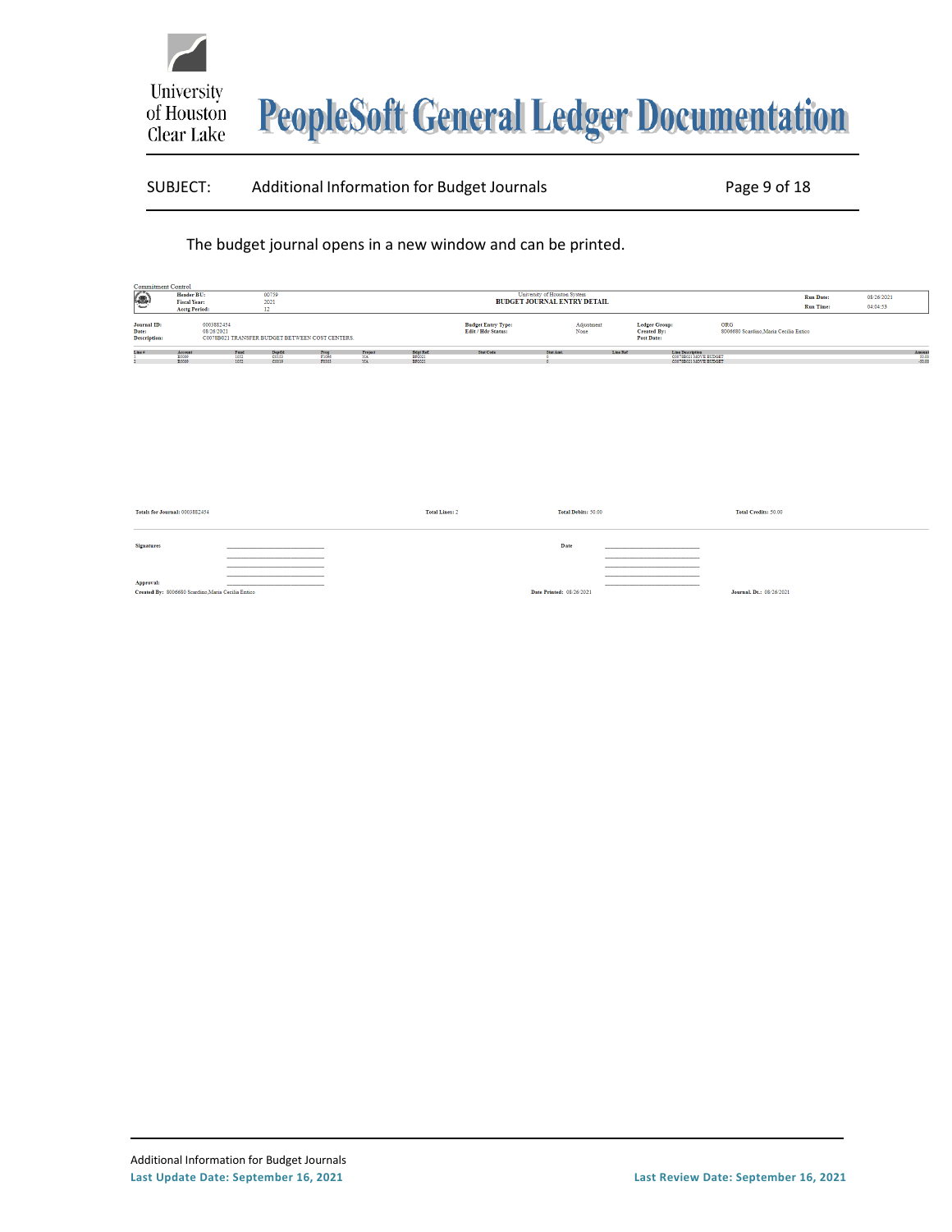The budget journal opens in a new window and can be printed.

Commitment Control

| Header BU: | 00759 | University of Houston System | Run Date: | 08/26/2021 |
|---|---|---|---|---|
| Fiscal Year: | 2021 | BUDGET JOURNAL ENTRY DETAIL | Run Time: | 04:04:53 |
| Acctg Period: | 12 | | | |

| Journal ID: | 0003882454 | Budget Entry Type: | Adjustment | Ledger Group: | ORG |
|---|---|---|---|---|---|
| Date: | 08/26/2021 | Edit / Hdr Status: | None | Created By: | 8006680 Scardino,Maria Cecilia Enrico |
| Description: | C0078B021 TRANSFER BUDGET BETWEEN COST CENTERS. | | | Post Date: | |

| Line # | Account | Fund | DeptId | Prog | Project | Bdgt Ref | Stat Code | Stat Amt. | Line Ref | Line Description | Amount |
|---|---|---|---|---|---|---|---|---|---|---|---|
| 1 | E5069 | 1052 | C0559 | F1046 | NA | BP2021 | | 0 | | C0078B021 MOVE BUDGET | 50.00 |
| 2 | E5069 | 1052 | C0039 | F1015 | NA | BP2021 | | 0 | | C0078B021 MOVE BUDGET | -50.00 |

**Totals for Journal:** 0003882454 **Total Lines:** 2 **Total Debits:** 50.00 **Total Credits:** 50.00

**Signatures** ____________________ **Date** ____________________

**Approval:** ____________________

**Created By:** 8006680 Scardino,Maria Cecilia Enrico **Date Printed:** 08/26/2021 **Journal Dt.:** 08/26/2021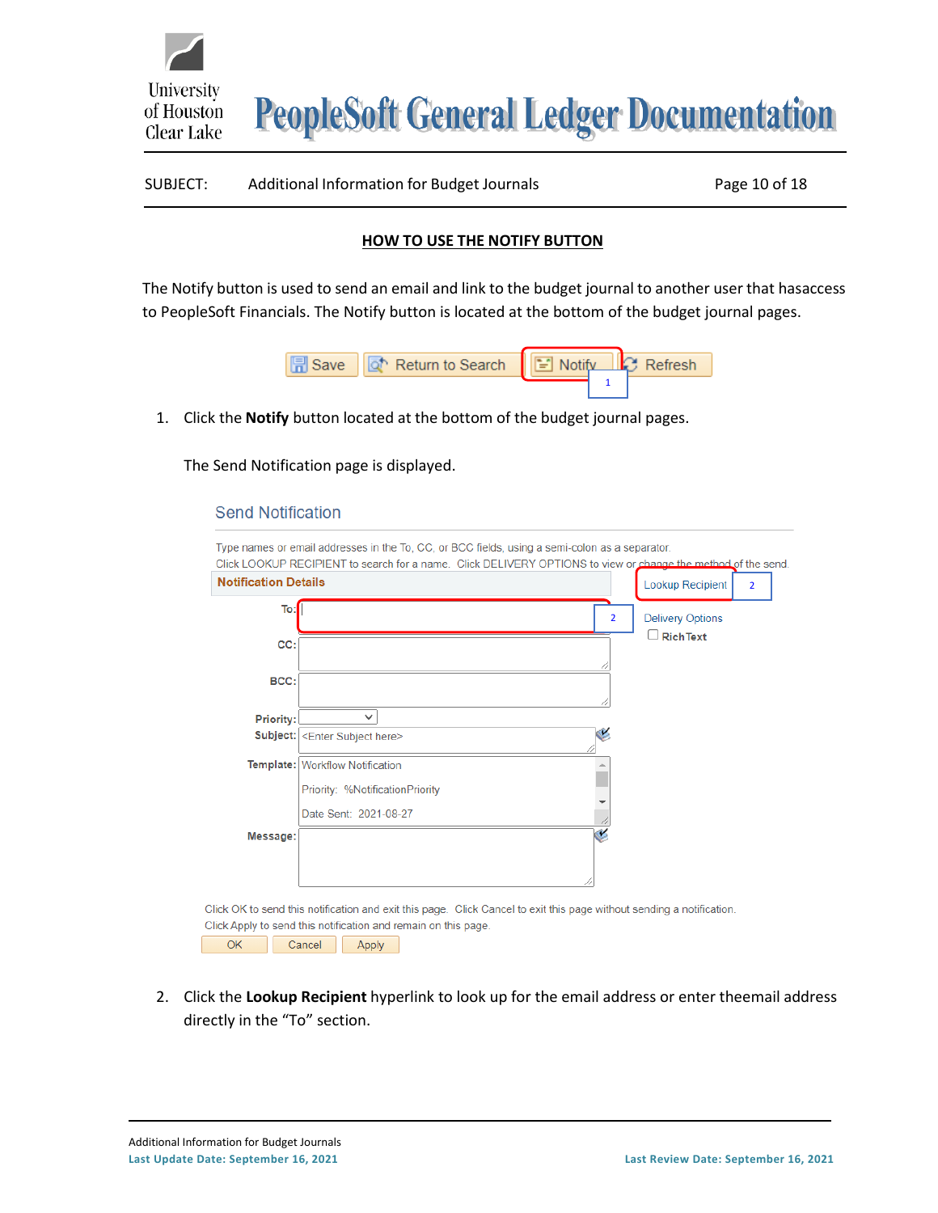## HOW TO USE THE NOTIFY BUTTON

The Notify button is used to send an email and link to the budget journal to another user that hasaccess to PeopleSoft Financials. The Notify button is located at the bottom of the budget journal pages.

Save | Return to Search | Notify | Refresh

1. Click the **Notify** button located at the bottom of the budget journal pages.

   The Send Notification page is displayed.

   **Send Notification**

   Type names or email addresses in the To, CC, or BCC fields, using a semi-colon as a separator.
   Click LOOKUP RECIPIENT to search for a name. Click DELIVERY OPTIONS to view or change the method of the send.

   **Notification Details**

   To:
   CC:
   BCC:
   Priority:
   Subject: <Enter Subject here>
   Template: Workflow Notification
   Priority: %NotificationPriority
   Date Sent: 2021-08-27
   Message:

   Lookup Recipient
   Delivery Options
   Rich Text

   Click OK to send this notification and exit this page. Click Cancel to exit this page without sending a notification.
   Click Apply to send this notification and remain on this page.

   OK | Cancel | Apply

2. Click the **Lookup Recipient** hyperlink to look up for the email address or enter theemail address directly in the "To" section.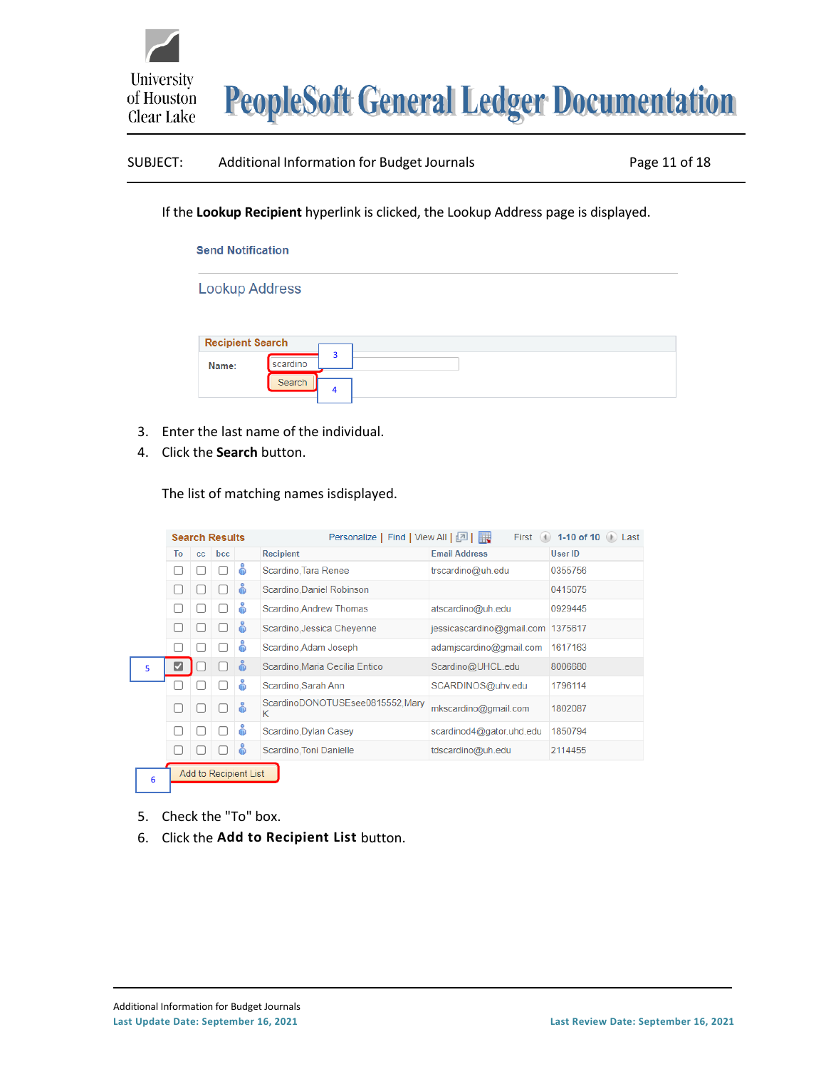If the **Lookup Recipient** hyperlink is clicked, the Lookup Address page is displayed.

Send Notification

Lookup Address

Recipient Search

Name: scardino

Search

3. Enter the last name of the individual.
4. Click the **Search** button.

The list of matching names isdisplayed.

Search Results

| To | cc | bcc | | Recipient | Email Address | User ID |
|---|---|---|---|---|---|---|
| ☐ | ☐ | ☐ | | Scardino,Tara Renee | trscardino@uh.edu | 0355756 |
| ☐ | ☐ | ☐ | | Scardino,Daniel Robinson | | 0415075 |
| ☐ | ☐ | ☐ | | Scardino,Andrew Thomas | atscardino@uh.edu | 0929445 |
| ☐ | ☐ | ☐ | | Scardino,Jessica Cheyenne | jessicascardino@gmail.com | 1375617 |
| ☐ | ☐ | ☐ | | Scardino,Adam Joseph | adamjscardino@gmail.com | 1617163 |
| ☑ | ☐ | ☐ | | Scardino,Maria Cecilia Entico | Scardino@UHCL.edu | 8006680 |
| ☐ | ☐ | ☐ | | Scardino,Sarah Ann | SCARDINOS@uhv.edu | 1796114 |
| ☐ | ☐ | ☐ | | ScardinoDONOTUSEsee0815552,Mary K | mkscardino@gmail.com | 1802087 |
| ☐ | ☐ | ☐ | | Scardino,Dylan Casey | scardinod4@gator.uhd.edu | 1850794 |
| ☐ | ☐ | ☐ | | Scardino,Toni Danielle | tdscardino@uh.edu | 2114455 |

Add to Recipient List

5. Check the "To" box.
6. Click the **Add to Recipient List** button.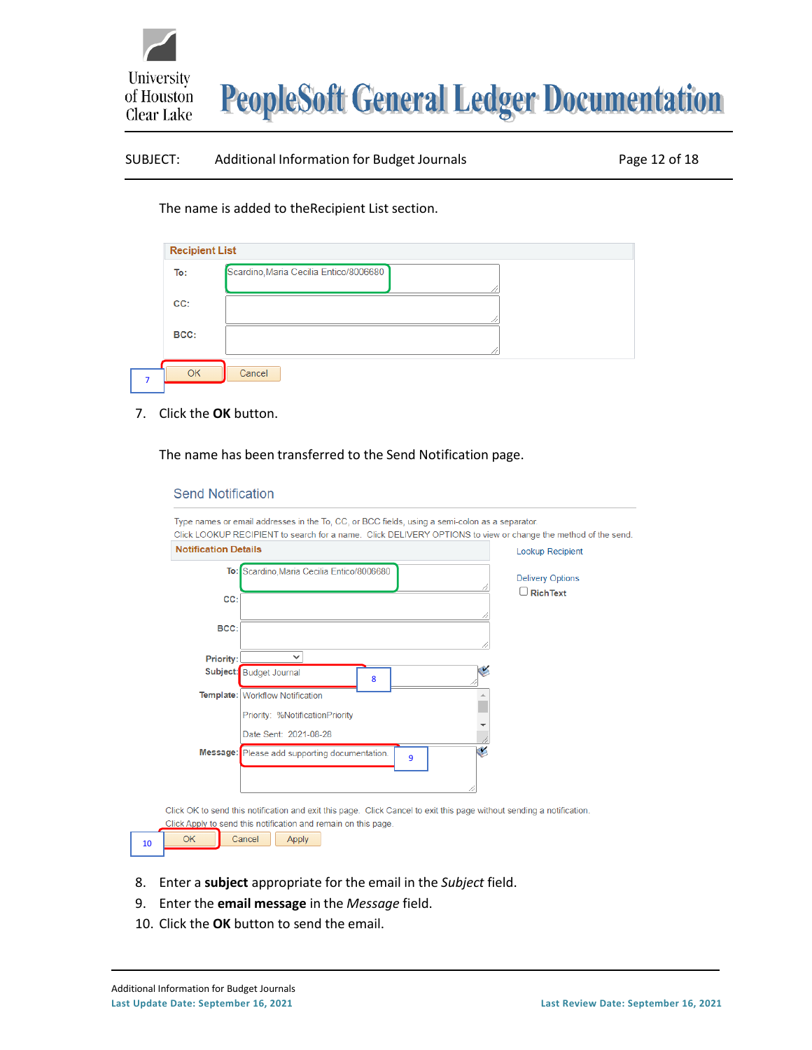The name is added to theRecipient List section.

Recipient List

To: Scardino,Maria Cecilia Entico/8006680

CC:

BCC:

OK Cancel

7. Click the **OK** button.

The name has been transferred to the Send Notification page.

Send Notification

Type names or email addresses in the To, CC, or BCC fields, using a semi-colon as a separator.
Click LOOKUP RECIPIENT to search for a name. Click DELIVERY OPTIONS to view or change the method of the send.

Notification Details

To: Scardino,Maria Cecilia Entico/8006680

CC:

BCC:

Priority:

Subject: Budget Journal

Template: Workflow Notification
Priority: %NotificationPriority
Date Sent: 2021-08-28

Message: Please add supporting documentation.

Lookup Recipient

Delivery Options

RichText

Click OK to send this notification and exit this page. Click Cancel to exit this page without sending a notification.
Click Apply to send this notification and remain on this page.

OK Cancel Apply

8. Enter a **subject** appropriate for the email in the *Subject* field.
9. Enter the **email message** in the *Message* field.
10. Click the **OK** button to send the email.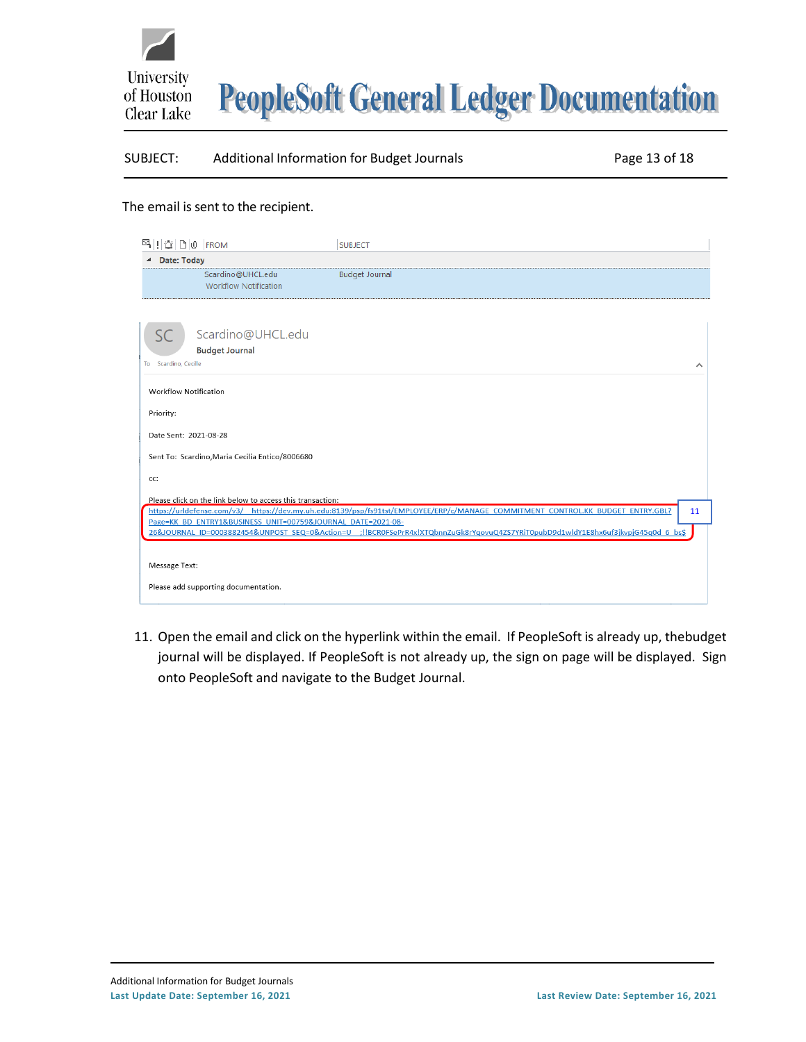The email is sent to the recipient.

| FROM | SUBJECT |
|---|---|
| Date: Today | |
| Scardino@UHCL.edu<br>Workflow Notification | Budget Journal |

SC Scardino@UHCL.edu

Budget Journal

To Scardino, Cecille

Workflow Notification

Priority:

Date Sent: 2021-08-28

Sent To: Scardino,Maria Cecilia Entico/8006680

cc:

Please click on the link below to access this transaction:
https://urldefense.com/v3/__https://dev.my.uh.edu:8139/psp/fs91tst/EMPLOYEE/ERP/c/MANAGE_COMMITMENT_CONTROL.KK_BUDGET_ENTRY.GBL?Page=KK_BD_ENTRY1&BUSINESS_UNIT=00759&JOURNAL_DATE=2021-08-26&JOURNAL_ID=0003882454&UNPOST_SEQ=0&Action=U__;!!BCR0FSePrR4x!XTQbnnZuGk8rYqovuQ4ZS7YRiT0pubD9d1wldY1E8hx6uf3jkvpjG45q0d_6_bs$

11

Message Text:

Please add supporting documentation.

11. Open the email and click on the hyperlink within the email. If PeopleSoft is already up, thebudget journal will be displayed. If PeopleSoft is not already up, the sign on page will be displayed. Sign onto PeopleSoft and navigate to the Budget Journal.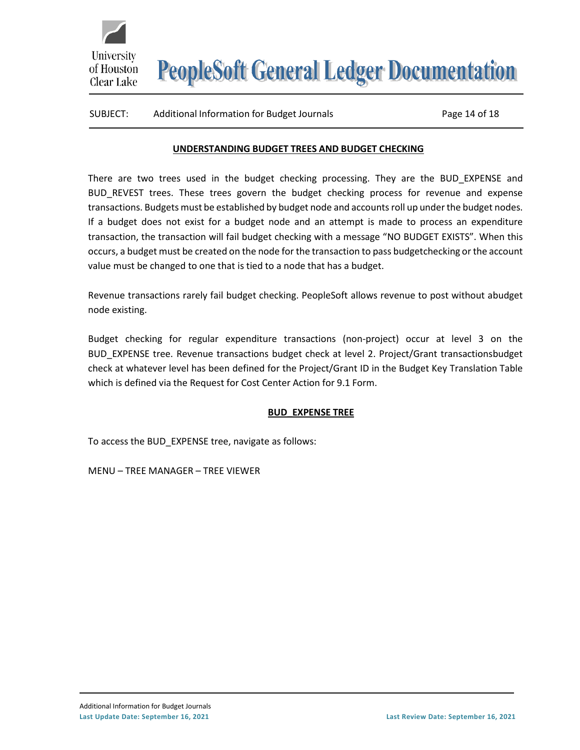## UNDERSTANDING BUDGET TREES AND BUDGET CHECKING

There are two trees used in the budget checking processing. They are the BUD_EXPENSE and BUD_REVEST trees. These trees govern the budget checking process for revenue and expense transactions. Budgets must be established by budget node and accounts roll up under the budget nodes. If a budget does not exist for a budget node and an attempt is made to process an expenditure transaction, the transaction will fail budget checking with a message "NO BUDGET EXISTS". When this occurs, a budget must be created on the node for the transaction to pass budgetchecking or the account value must be changed to one that is tied to a node that has a budget.

Revenue transactions rarely fail budget checking. PeopleSoft allows revenue to post without abudget node existing.

Budget checking for regular expenditure transactions (non-project) occur at level 3 on the BUD_EXPENSE tree. Revenue transactions budget check at level 2. Project/Grant transactionsbudget check at whatever level has been defined for the Project/Grant ID in the Budget Key Translation Table which is defined via the Request for Cost Center Action for 9.1 Form.

## BUD_EXPENSE TREE

To access the BUD_EXPENSE tree, navigate as follows:

MENU – TREE MANAGER – TREE VIEWER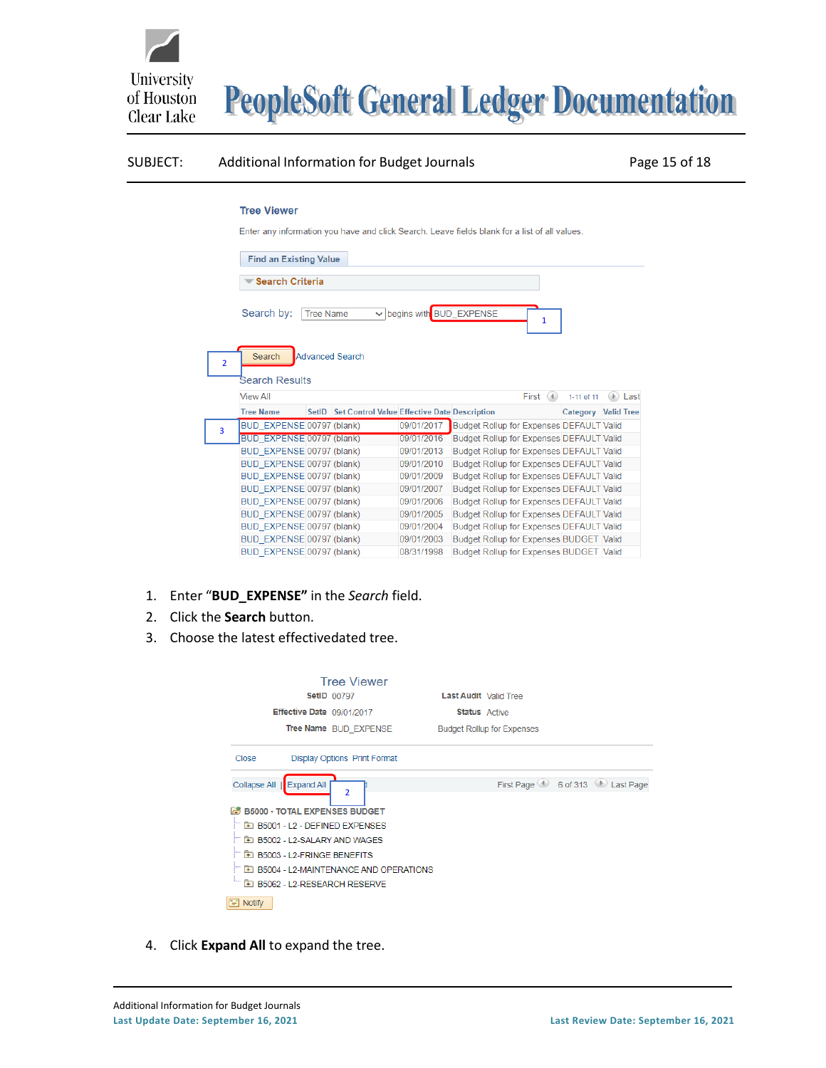**SUBJECT:** Additional Information for Budget Journals

**Tree Viewer**

Enter any information you have and click Search. Leave fields blank for a list of all values.

Find an Existing Value

Search Criteria

Search by: Tree Name begins with BUD_EXPENSE

Search | Advanced Search

Search Results

View All | First 1-11 of 11 Last

| Tree Name | SetID | Set Control Value | Effective Date | Description | Category | Valid Tree |
|---|---|---|---|---|---|---|
| BUD_EXPENSE | 00797 | (blank) | 09/01/2017 | Budget Rollup for Expenses | DEFAULT | Valid |
| BUD_EXPENSE | 00797 | (blank) | 09/01/2016 | Budget Rollup for Expenses | DEFAULT | Valid |
| BUD_EXPENSE | 00797 | (blank) | 09/01/2013 | Budget Rollup for Expenses | DEFAULT | Valid |
| BUD_EXPENSE | 00797 | (blank) | 09/01/2010 | Budget Rollup for Expenses | DEFAULT | Valid |
| BUD_EXPENSE | 00797 | (blank) | 09/01/2009 | Budget Rollup for Expenses | DEFAULT | Valid |
| BUD_EXPENSE | 00797 | (blank) | 09/01/2007 | Budget Rollup for Expenses | DEFAULT | Valid |
| BUD_EXPENSE | 00797 | (blank) | 09/01/2006 | Budget Rollup for Expenses | DEFAULT | Valid |
| BUD_EXPENSE | 00797 | (blank) | 09/01/2005 | Budget Rollup for Expenses | DEFAULT | Valid |
| BUD_EXPENSE | 00797 | (blank) | 09/01/2004 | Budget Rollup for Expenses | DEFAULT | Valid |
| BUD_EXPENSE | 00797 | (blank) | 09/01/2003 | Budget Rollup for Expenses | BUDGET | Valid |
| BUD_EXPENSE | 00797 | (blank) | 08/31/1998 | Budget Rollup for Expenses | BUDGET | Valid |

1. Enter **"BUD_EXPENSE"** in the *Search* field.
2. Click the **Search** button.
3. Choose the latest effectivedated tree.

**Tree Viewer**

SetID 00797 | Last Audit Valid Tree

Effective Date 09/01/2017 | Status Active

Tree Name BUD_EXPENSE | Budget Rollup for Expenses

Close | Display Options | Print Format

Collapse All | Expand All | First Page | 6 of 313 | Last Page

- B5000 - TOTAL EXPENSES BUDGET
  - B5001 - L2 - DEFINED EXPENSES
  - B5002 - L2-SALARY AND WAGES
  - B5003 - L2-FRINGE BENEFITS
  - B5004 - L2-MAINTENANCE AND OPERATIONS
  - B5062 - L2-RESEARCH RESERVE

Notify

4. Click **Expand All** to expand the tree.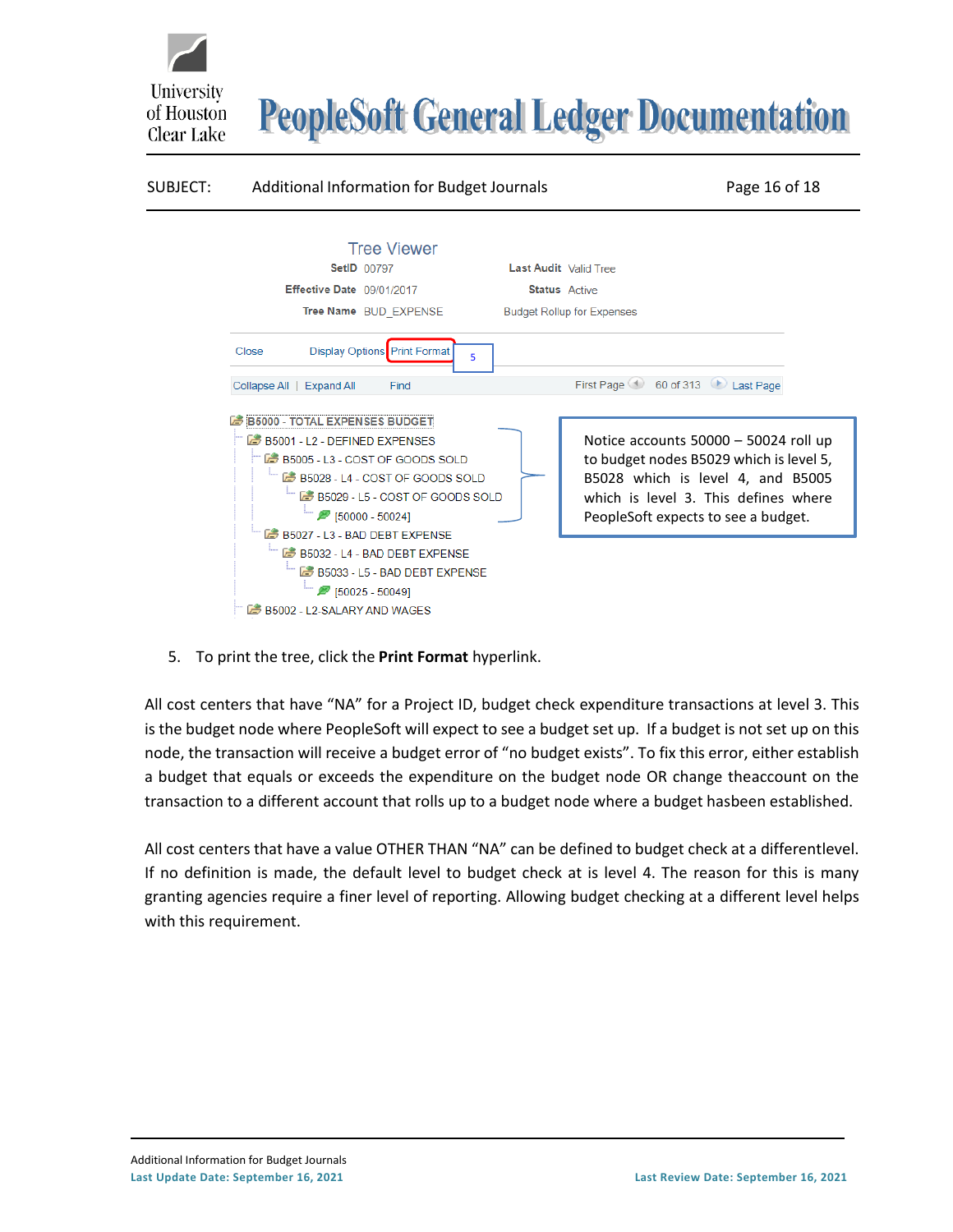SUBJECT: Additional Information for Budget Journals

Tree Viewer

SetID 00797 | Last Audit Valid Tree

Effective Date 09/01/2017 | Status Active

Tree Name BUD_EXPENSE | Budget Rollup for Expenses

Close | Display Options | Print Format | 5

Collapse All | Expand All | Find | First Page | 60 of 313 | Last Page

- B5000 - TOTAL EXPENSES BUDGET
  - B5001 - L2 - DEFINED EXPENSES
    - B5005 - L3 - COST OF GOODS SOLD
      - B5028 - L4 - COST OF GOODS SOLD
        - B5029 - L5 - COST OF GOODS SOLD
          - [50000 - 50024]
    - B5027 - L3 - BAD DEBT EXPENSE
      - B5032 - L4 - BAD DEBT EXPENSE
        - B5033 - L5 - BAD DEBT EXPENSE
          - [50025 - 50049]
  - B5002 - L2-SALARY AND WAGES

Notice accounts 50000 – 50024 roll up to budget nodes B5029 which is level 5, B5028 which is level 4, and B5005 which is level 3. This defines where PeopleSoft expects to see a budget.

5. To print the tree, click the **Print Format** hyperlink.

All cost centers that have “NA” for a Project ID, budget check expenditure transactions at level 3. This is the budget node where PeopleSoft will expect to see a budget set up. If a budget is not set up on this node, the transaction will receive a budget error of “no budget exists”. To fix this error, either establish a budget that equals or exceeds the expenditure on the budget node OR change theaccount on the transaction to a different account that rolls up to a budget node where a budget hasbeen established.

All cost centers that have a value OTHER THAN “NA” can be defined to budget check at a differentlevel. If no definition is made, the default level to budget check at is level 4. The reason for this is many granting agencies require a finer level of reporting. Allowing budget checking at a different level helps with this requirement.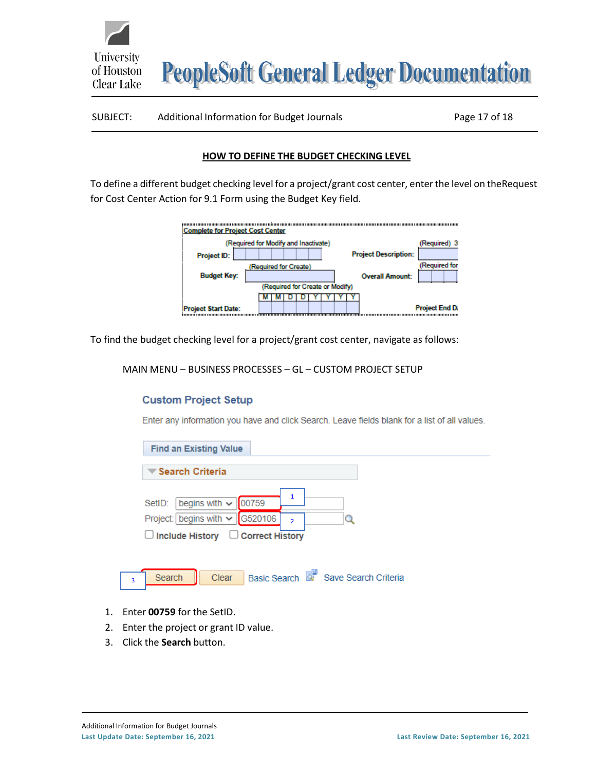## HOW TO DEFINE THE BUDGET CHECKING LEVEL

To define a different budget checking level for a project/grant cost center, enter the level on theRequest for Cost Center Action for 9.1 Form using the Budget Key field.

To find the budget checking level for a project/grant cost center, navigate as follows:

MAIN MENU – BUSINESS PROCESSES – GL – CUSTOM PROJECT SETUP

1. Enter **00759** for the SetID.
2. Enter the project or grant ID value.
3. Click the **Search** button.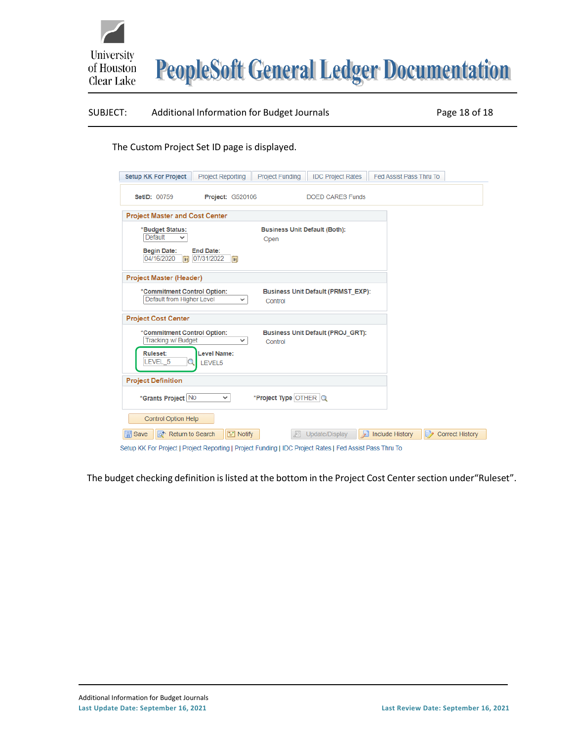The Custom Project Set ID page is displayed.

Setup KK For Project | Project Reporting | Project Funding | IDC Project Rates | Fed Assist Pass Thru To

**SetID:** 00759 **Project:** G520106 DOED CARES Funds

**Project Master and Cost Center**

*Budget Status: Default

Business Unit Default (Both): Open

Begin Date: 04/16/2020 End Date: 07/31/2022

**Project Master (Header)**

*Commitment Control Option: Default from Higher Level

Business Unit Default (PRMST_EXP): Control

**Project Cost Center**

*Commitment Control Option: Tracking w/ Budget

Business Unit Default (PROJ_GRT): Control

Ruleset: LEVEL_5 Level Name: LEVEL5

**Project Definition**

*Grants Project: No *Project Type: OTHER

Control Option Help

Save | Return to Search | Notify | Update/Display | Include History | Correct History

Setup KK For Project | Project Reporting | Project Funding | IDC Project Rates | Fed Assist Pass Thru To

The budget checking definition is listed at the bottom in the Project Cost Center section under "Ruleset".